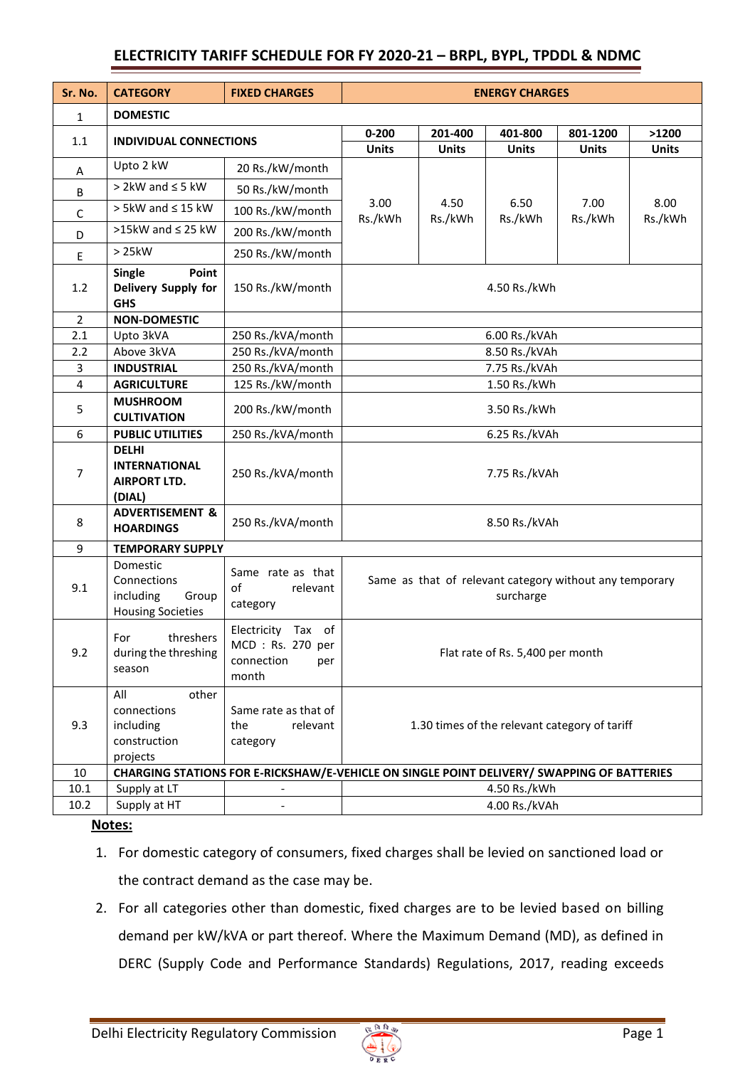## ELECTRICITY TARIFF SCHEDULE FOR FY 2020-21 – BRPL, BYPL, TPDDL & NDMC

| Sr. No. | CATEGORY | FIXED CHARGES | ENERGY CHARGES | | | | |
|---|---|---|---|---|---|---|---|
| 1 | **DOMESTIC** | | | | | | |
| 1.1 | **INDIVIDUAL CONNECTIONS** | | **0-200 Units** | **201-400 Units** | **401-800 Units** | **801-1200 Units** | **>1200 Units** |
| A | Upto 2 kW | 20 Rs./kW/month | 3.00 Rs./kWh | 4.50 Rs./kWh | 6.50 Rs./kWh | 7.00 Rs./kWh | 8.00 Rs./kWh |
| B | > 2kW and ≤ 5 kW | 50 Rs./kW/month | | | | | |
| C | > 5kW and ≤ 15 kW | 100 Rs./kW/month | | | | | |
| D | >15kW and ≤ 25 kW | 200 Rs./kW/month | | | | | |
| E | > 25kW | 250 Rs./kW/month | | | | | |
| 1.2 | **Single Point Delivery Supply for GHS** | 150 Rs./kW/month | 4.50 Rs./kWh | | | | |
| 2 | **NON-DOMESTIC** | | | | | | |
| 2.1 | Upto 3kVA | 250 Rs./kVA/month | 6.00 Rs./kVAh | | | | |
| 2.2 | Above 3kVA | 250 Rs./kVA/month | 8.50 Rs./kVAh | | | | |
| 3 | **INDUSTRIAL** | 250 Rs./kVA/month | 7.75 Rs./kVAh | | | | |
| 4 | **AGRICULTURE** | 125 Rs./kW/month | 1.50 Rs./kWh | | | | |
| 5 | **MUSHROOM CULTIVATION** | 200 Rs./kW/month | 3.50 Rs./kWh | | | | |
| 6 | **PUBLIC UTILITIES** | 250 Rs./kVA/month | 6.25 Rs./kVAh | | | | |
| 7 | **DELHI INTERNATIONAL AIRPORT LTD. (DIAL)** | 250 Rs./kVA/month | 7.75 Rs./kVAh | | | | |
| 8 | **ADVERTISEMENT & HOARDINGS** | 250 Rs./kVA/month | 8.50 Rs./kVAh | | | | |
| 9 | **TEMPORARY SUPPLY** | | | | | | |
| 9.1 | Domestic Connections including Group Housing Societies | Same rate as that of relevant category | Same as that of relevant category without any temporary surcharge | | | | |
| 9.2 | For threshers during the threshing season | Electricity Tax of MCD : Rs. 270 per connection per month | Flat rate of Rs. 5,400 per month | | | | |
| 9.3 | All other connections including construction projects | Same rate as that of the relevant category | 1.30 times of the relevant category of tariff | | | | |
| 10 | **CHARGING STATIONS FOR E-RICKSHAW/E-VEHICLE ON SINGLE POINT DELIVERY/ SWAPPING OF BATTERIES** | | | | | | |
| 10.1 | Supply at LT | - | 4.50 Rs./kWh | | | | |
| 10.2 | Supply at HT | - | 4.00 Rs./kVAh | | | | |

**Notes:**

1. For domestic category of consumers, fixed charges shall be levied on sanctioned load or the contract demand as the case may be.
2. For all categories other than domestic, fixed charges are to be levied based on billing demand per kW/kVA or part thereof. Where the Maximum Demand (MD), as defined in DERC (Supply Code and Performance Standards) Regulations, 2017, reading exceeds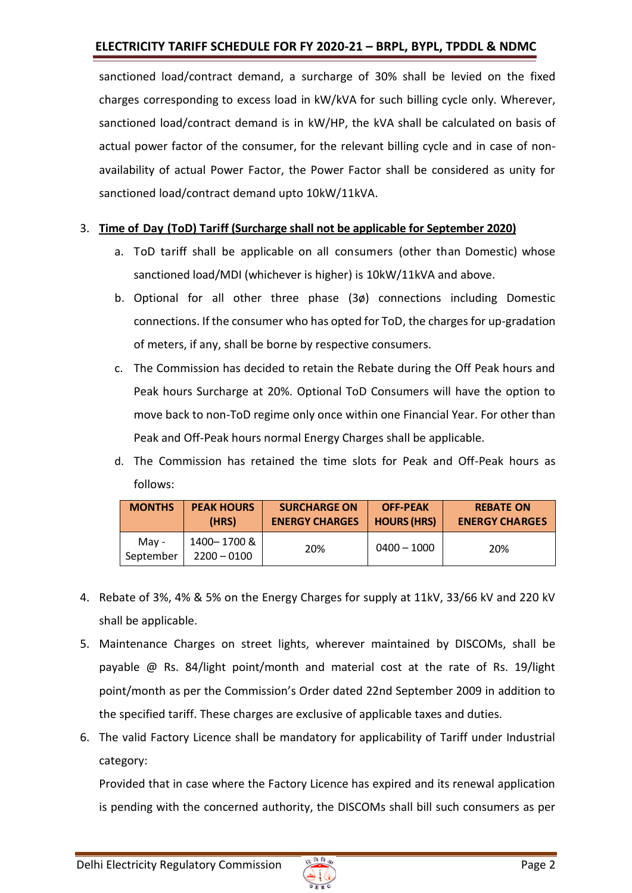sanctioned load/contract demand, a surcharge of 30% shall be levied on the fixed charges corresponding to excess load in kW/kVA for such billing cycle only. Wherever, sanctioned load/contract demand is in kW/HP, the kVA shall be calculated on basis of actual power factor of the consumer, for the relevant billing cycle and in case of non-availability of actual Power Factor, the Power Factor shall be considered as unity for sanctioned load/contract demand upto 10kW/11kVA.

3. **Time of Day (ToD) Tariff (Surcharge shall not be applicable for September 2020)**
   a. ToD tariff shall be applicable on all consumers (other than Domestic) whose sanctioned load/MDI (whichever is higher) is 10kW/11kVA and above.
   b. Optional for all other three phase (3ø) connections including Domestic connections. If the consumer who has opted for ToD, the charges for up-gradation of meters, if any, shall be borne by respective consumers.
   c. The Commission has decided to retain the Rebate during the Off Peak hours and Peak hours Surcharge at 20%. Optional ToD Consumers will have the option to move back to non-ToD regime only once within one Financial Year. For other than Peak and Off-Peak hours normal Energy Charges shall be applicable.
   d. The Commission has retained the time slots for Peak and Off-Peak hours as follows:

| MONTHS | PEAK HOURS (HRS) | SURCHARGE ON ENERGY CHARGES | OFF-PEAK HOURS (HRS) | REBATE ON ENERGY CHARGES |
|---|---|---|---|---|
| May - September | 1400– 1700 & 2200 – 0100 | 20% | 0400 – 1000 | 20% |

4. Rebate of 3%, 4% & 5% on the Energy Charges for supply at 11kV, 33/66 kV and 220 kV shall be applicable.
5. Maintenance Charges on street lights, wherever maintained by DISCOMs, shall be payable @ Rs. 84/light point/month and material cost at the rate of Rs. 19/light point/month as per the Commission's Order dated 22nd September 2009 in addition to the specified tariff. These charges are exclusive of applicable taxes and duties.
6. The valid Factory Licence shall be mandatory for applicability of Tariff under Industrial category:

   Provided that in case where the Factory Licence has expired and its renewal application is pending with the concerned authority, the DISCOMs shall bill such consumers as per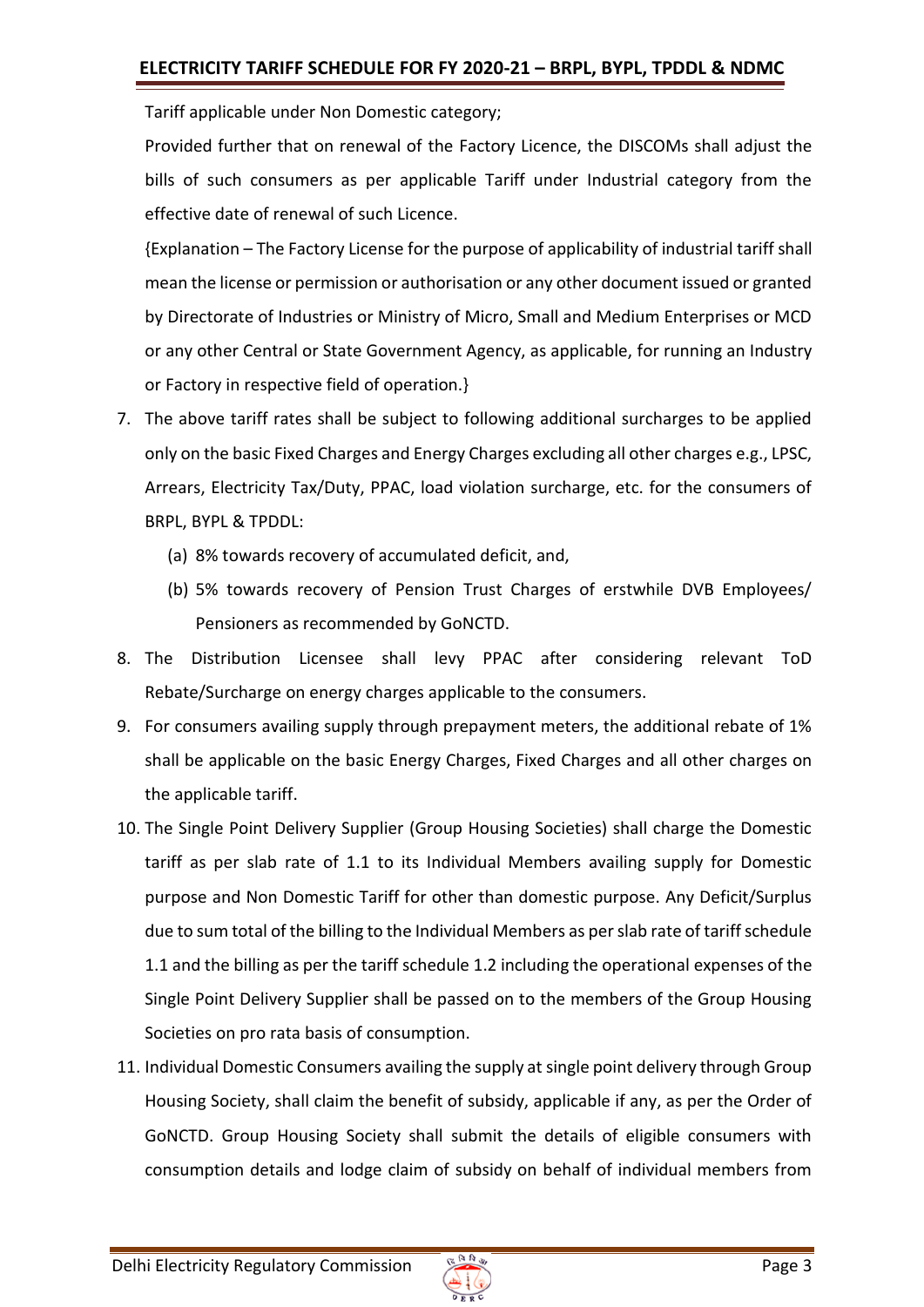Tariff applicable under Non Domestic category;

Provided further that on renewal of the Factory Licence, the DISCOMs shall adjust the bills of such consumers as per applicable Tariff under Industrial category from the effective date of renewal of such Licence.

{Explanation – The Factory License for the purpose of applicability of industrial tariff shall mean the license or permission or authorisation or any other document issued or granted by Directorate of Industries or Ministry of Micro, Small and Medium Enterprises or MCD or any other Central or State Government Agency, as applicable, for running an Industry or Factory in respective field of operation.}

7. The above tariff rates shall be subject to following additional surcharges to be applied only on the basic Fixed Charges and Energy Charges excluding all other charges e.g., LPSC, Arrears, Electricity Tax/Duty, PPAC, load violation surcharge, etc. for the consumers of BRPL, BYPL & TPDDL:
   (a) 8% towards recovery of accumulated deficit, and,
   (b) 5% towards recovery of Pension Trust Charges of erstwhile DVB Employees/ Pensioners as recommended by GoNCTD.
8. The Distribution Licensee shall levy PPAC after considering relevant ToD Rebate/Surcharge on energy charges applicable to the consumers.
9. For consumers availing supply through prepayment meters, the additional rebate of 1% shall be applicable on the basic Energy Charges, Fixed Charges and all other charges on the applicable tariff.
10. The Single Point Delivery Supplier (Group Housing Societies) shall charge the Domestic tariff as per slab rate of 1.1 to its Individual Members availing supply for Domestic purpose and Non Domestic Tariff for other than domestic purpose. Any Deficit/Surplus due to sum total of the billing to the Individual Members as per slab rate of tariff schedule 1.1 and the billing as per the tariff schedule 1.2 including the operational expenses of the Single Point Delivery Supplier shall be passed on to the members of the Group Housing Societies on pro rata basis of consumption.
11. Individual Domestic Consumers availing the supply at single point delivery through Group Housing Society, shall claim the benefit of subsidy, applicable if any, as per the Order of GoNCTD. Group Housing Society shall submit the details of eligible consumers with consumption details and lodge claim of subsidy on behalf of individual members from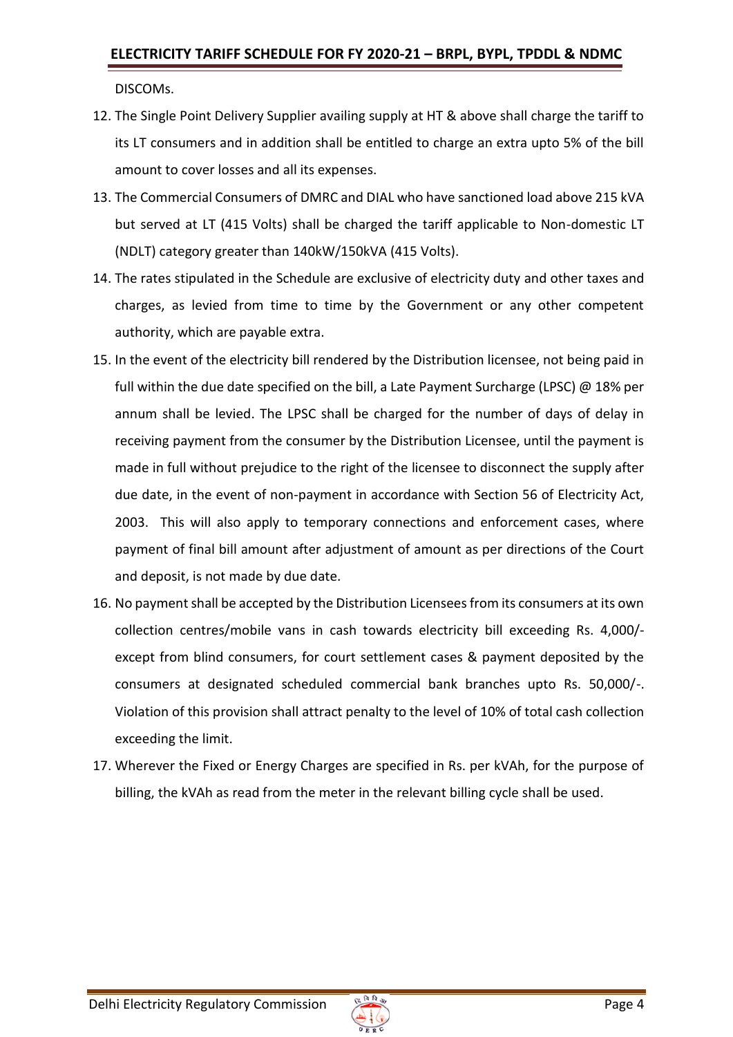DISCOMs.

12. The Single Point Delivery Supplier availing supply at HT & above shall charge the tariff to its LT consumers and in addition shall be entitled to charge an extra upto 5% of the bill amount to cover losses and all its expenses.
13. The Commercial Consumers of DMRC and DIAL who have sanctioned load above 215 kVA but served at LT (415 Volts) shall be charged the tariff applicable to Non-domestic LT (NDLT) category greater than 140kW/150kVA (415 Volts).
14. The rates stipulated in the Schedule are exclusive of electricity duty and other taxes and charges, as levied from time to time by the Government or any other competent authority, which are payable extra.
15. In the event of the electricity bill rendered by the Distribution licensee, not being paid in full within the due date specified on the bill, a Late Payment Surcharge (LPSC) @ 18% per annum shall be levied. The LPSC shall be charged for the number of days of delay in receiving payment from the consumer by the Distribution Licensee, until the payment is made in full without prejudice to the right of the licensee to disconnect the supply after due date, in the event of non-payment in accordance with Section 56 of Electricity Act, 2003. This will also apply to temporary connections and enforcement cases, where payment of final bill amount after adjustment of amount as per directions of the Court and deposit, is not made by due date.
16. No payment shall be accepted by the Distribution Licensees from its consumers at its own collection centres/mobile vans in cash towards electricity bill exceeding Rs. 4,000/- except from blind consumers, for court settlement cases & payment deposited by the consumers at designated scheduled commercial bank branches upto Rs. 50,000/-. Violation of this provision shall attract penalty to the level of 10% of total cash collection exceeding the limit.
17. Wherever the Fixed or Energy Charges are specified in Rs. per kVAh, for the purpose of billing, the kVAh as read from the meter in the relevant billing cycle shall be used.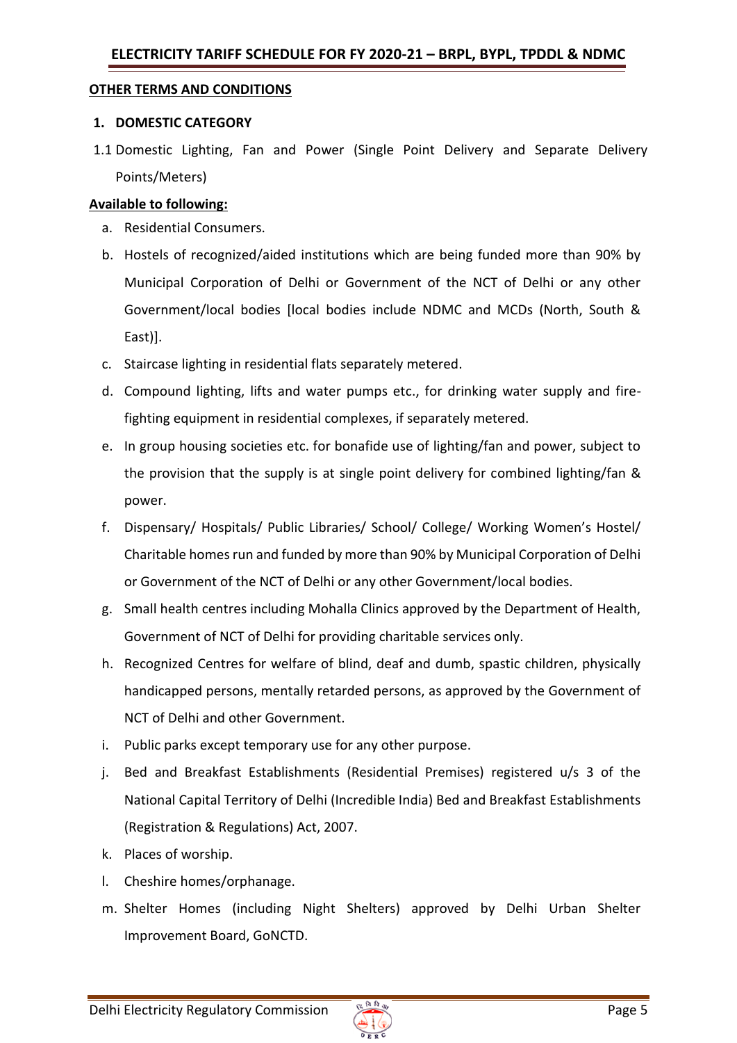## OTHER TERMS AND CONDITIONS

### 1. DOMESTIC CATEGORY

1.1 Domestic Lighting, Fan and Power (Single Point Delivery and Separate Delivery Points/Meters)

**Available to following:**

a. Residential Consumers.

b. Hostels of recognized/aided institutions which are being funded more than 90% by Municipal Corporation of Delhi or Government of the NCT of Delhi or any other Government/local bodies [local bodies include NDMC and MCDs (North, South & East)].

c. Staircase lighting in residential flats separately metered.

d. Compound lighting, lifts and water pumps etc., for drinking water supply and fire-fighting equipment in residential complexes, if separately metered.

e. In group housing societies etc. for bonafide use of lighting/fan and power, subject to the provision that the supply is at single point delivery for combined lighting/fan & power.

f. Dispensary/ Hospitals/ Public Libraries/ School/ College/ Working Women's Hostel/ Charitable homes run and funded by more than 90% by Municipal Corporation of Delhi or Government of the NCT of Delhi or any other Government/local bodies.

g. Small health centres including Mohalla Clinics approved by the Department of Health, Government of NCT of Delhi for providing charitable services only.

h. Recognized Centres for welfare of blind, deaf and dumb, spastic children, physically handicapped persons, mentally retarded persons, as approved by the Government of NCT of Delhi and other Government.

i. Public parks except temporary use for any other purpose.

j. Bed and Breakfast Establishments (Residential Premises) registered u/s 3 of the National Capital Territory of Delhi (Incredible India) Bed and Breakfast Establishments (Registration & Regulations) Act, 2007.

k. Places of worship.

l. Cheshire homes/orphanage.

m. Shelter Homes (including Night Shelters) approved by Delhi Urban Shelter Improvement Board, GoNCTD.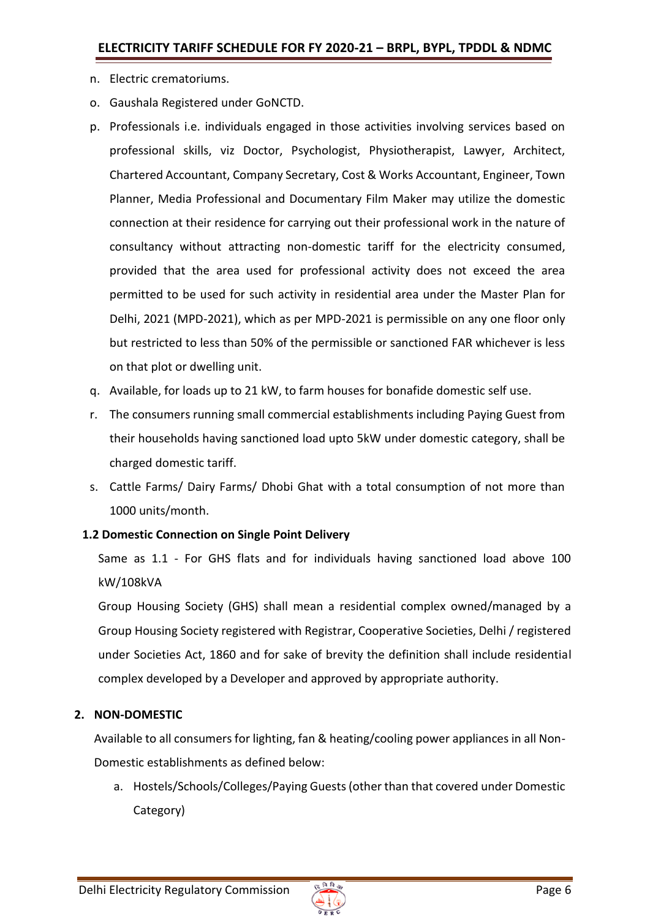n. Electric crematoriums.

o. Gaushala Registered under GoNCTD.

p. Professionals i.e. individuals engaged in those activities involving services based on professional skills, viz Doctor, Psychologist, Physiotherapist, Lawyer, Architect, Chartered Accountant, Company Secretary, Cost & Works Accountant, Engineer, Town Planner, Media Professional and Documentary Film Maker may utilize the domestic connection at their residence for carrying out their professional work in the nature of consultancy without attracting non-domestic tariff for the electricity consumed, provided that the area used for professional activity does not exceed the area permitted to be used for such activity in residential area under the Master Plan for Delhi, 2021 (MPD-2021), which as per MPD-2021 is permissible on any one floor only but restricted to less than 50% of the permissible or sanctioned FAR whichever is less on that plot or dwelling unit.

q. Available, for loads up to 21 kW, to farm houses for bonafide domestic self use.

r. The consumers running small commercial establishments including Paying Guest from their households having sanctioned load upto 5kW under domestic category, shall be charged domestic tariff.

s. Cattle Farms/ Dairy Farms/ Dhobi Ghat with a total consumption of not more than 1000 units/month.

### 1.2 Domestic Connection on Single Point Delivery

Same as 1.1 - For GHS flats and for individuals having sanctioned load above 100 kW/108kVA

Group Housing Society (GHS) shall mean a residential complex owned/managed by a Group Housing Society registered with Registrar, Cooperative Societies, Delhi / registered under Societies Act, 1860 and for sake of brevity the definition shall include residential complex developed by a Developer and approved by appropriate authority.

## 2. NON-DOMESTIC

Available to all consumers for lighting, fan & heating/cooling power appliances in all Non-Domestic establishments as defined below:

a. Hostels/Schools/Colleges/Paying Guests (other than that covered under Domestic Category)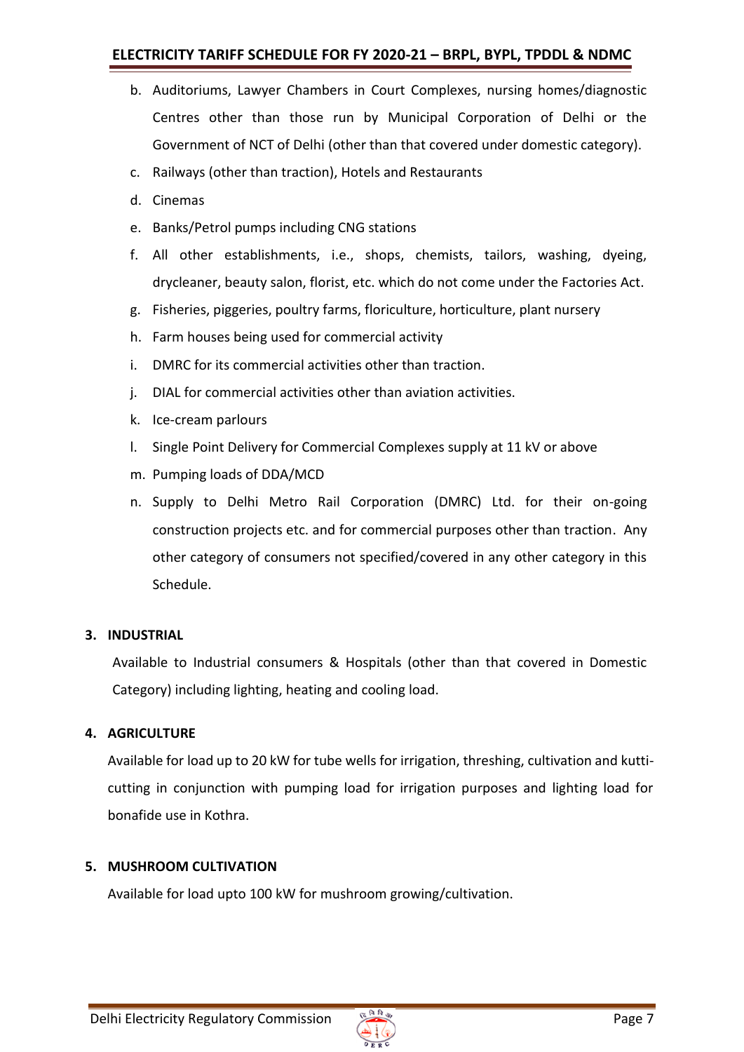b. Auditoriums, Lawyer Chambers in Court Complexes, nursing homes/diagnostic Centres other than those run by Municipal Corporation of Delhi or the Government of NCT of Delhi (other than that covered under domestic category).
c. Railways (other than traction), Hotels and Restaurants
d. Cinemas
e. Banks/Petrol pumps including CNG stations
f. All other establishments, i.e., shops, chemists, tailors, washing, dyeing, drycleaner, beauty salon, florist, etc. which do not come under the Factories Act.
g. Fisheries, piggeries, poultry farms, floriculture, horticulture, plant nursery
h. Farm houses being used for commercial activity
i. DMRC for its commercial activities other than traction.
j. DIAL for commercial activities other than aviation activities.
k. Ice-cream parlours
l. Single Point Delivery for Commercial Complexes supply at 11 kV or above
m. Pumping loads of DDA/MCD
n. Supply to Delhi Metro Rail Corporation (DMRC) Ltd. for their on-going construction projects etc. and for commercial purposes other than traction. Any other category of consumers not specified/covered in any other category in this Schedule.

## 3. INDUSTRIAL

Available to Industrial consumers & Hospitals (other than that covered in Domestic Category) including lighting, heating and cooling load.

## 4. AGRICULTURE

Available for load up to 20 kW for tube wells for irrigation, threshing, cultivation and kutti-cutting in conjunction with pumping load for irrigation purposes and lighting load for bonafide use in Kothra.

## 5. MUSHROOM CULTIVATION

Available for load upto 100 kW for mushroom growing/cultivation.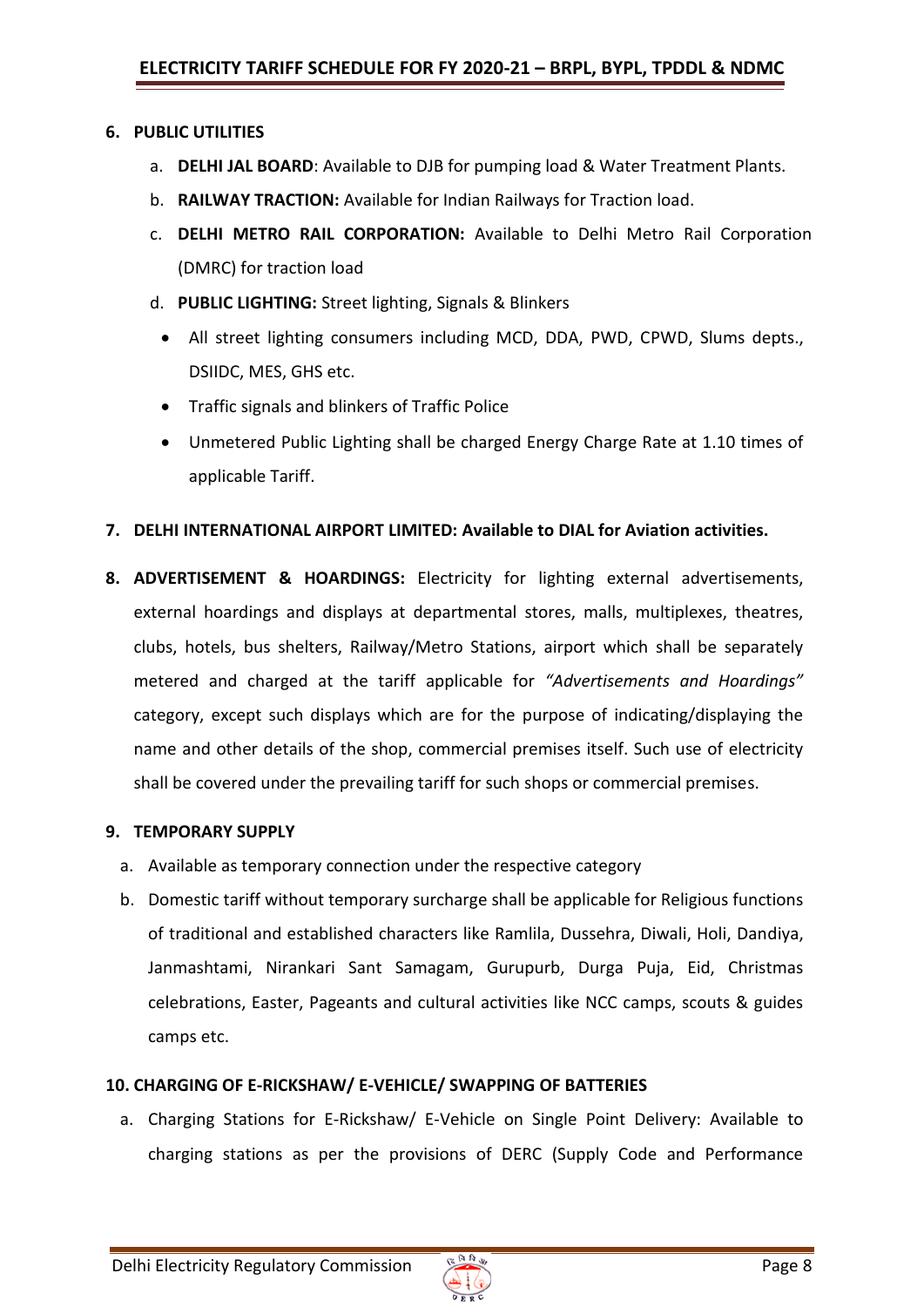6. **PUBLIC UTILITIES**

   a. **DELHI JAL BOARD**: Available to DJB for pumping load & Water Treatment Plants.

   b. **RAILWAY TRACTION:** Available for Indian Railways for Traction load.

   c. **DELHI METRO RAIL CORPORATION:** Available to Delhi Metro Rail Corporation (DMRC) for traction load

   d. **PUBLIC LIGHTING:** Street lighting, Signals & Blinkers

   - All street lighting consumers including MCD, DDA, PWD, CPWD, Slums depts., DSIIDC, MES, GHS etc.
   - Traffic signals and blinkers of Traffic Police
   - Unmetered Public Lighting shall be charged Energy Charge Rate at 1.10 times of applicable Tariff.

7. **DELHI INTERNATIONAL AIRPORT LIMITED: Available to DIAL for Aviation activities.**

8. **ADVERTISEMENT & HOARDINGS:** Electricity for lighting external advertisements, external hoardings and displays at departmental stores, malls, multiplexes, theatres, clubs, hotels, bus shelters, Railway/Metro Stations, airport which shall be separately metered and charged at the tariff applicable for *"Advertisements and Hoardings"* category, except such displays which are for the purpose of indicating/displaying the name and other details of the shop, commercial premises itself. Such use of electricity shall be covered under the prevailing tariff for such shops or commercial premises.

9. **TEMPORARY SUPPLY**

   a. Available as temporary connection under the respective category

   b. Domestic tariff without temporary surcharge shall be applicable for Religious functions of traditional and established characters like Ramlila, Dussehra, Diwali, Holi, Dandiya, Janmashtami, Nirankari Sant Samagam, Gurupurb, Durga Puja, Eid, Christmas celebrations, Easter, Pageants and cultural activities like NCC camps, scouts & guides camps etc.

10. **CHARGING OF E-RICKSHAW/ E-VEHICLE/ SWAPPING OF BATTERIES**

    a. Charging Stations for E-Rickshaw/ E-Vehicle on Single Point Delivery: Available to charging stations as per the provisions of DERC (Supply Code and Performance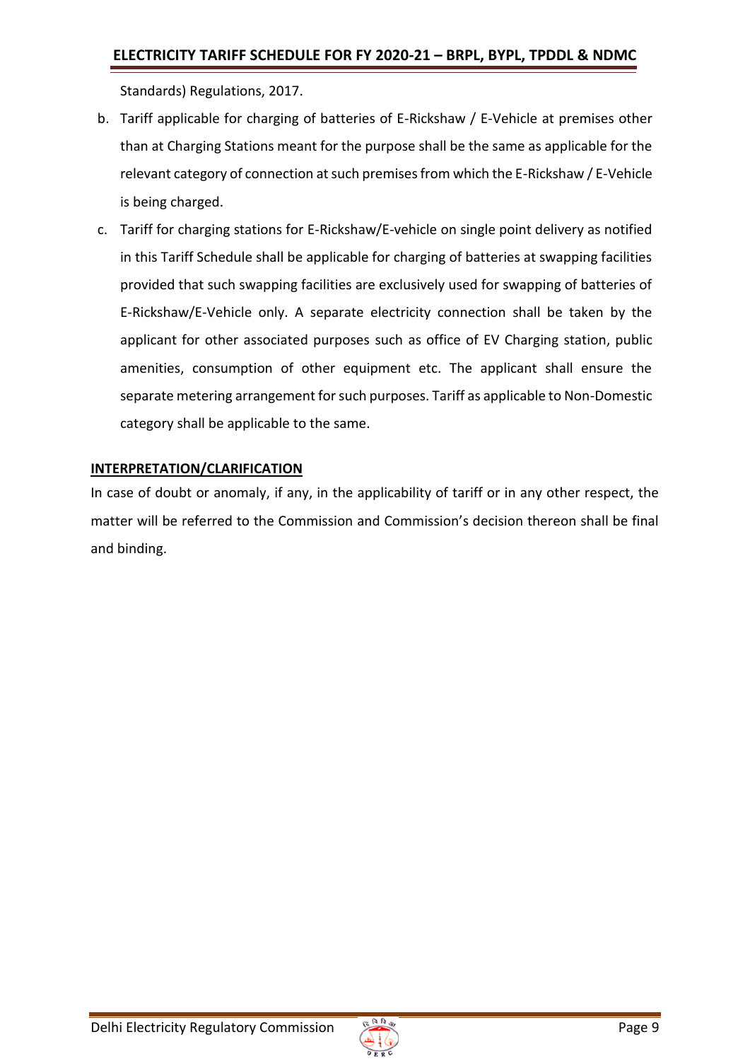Standards) Regulations, 2017.

b. Tariff applicable for charging of batteries of E-Rickshaw / E-Vehicle at premises other than at Charging Stations meant for the purpose shall be the same as applicable for the relevant category of connection at such premises from which the E-Rickshaw / E-Vehicle is being charged.

c. Tariff for charging stations for E-Rickshaw/E-vehicle on single point delivery as notified in this Tariff Schedule shall be applicable for charging of batteries at swapping facilities provided that such swapping facilities are exclusively used for swapping of batteries of E-Rickshaw/E-Vehicle only. A separate electricity connection shall be taken by the applicant for other associated purposes such as office of EV Charging station, public amenities, consumption of other equipment etc. The applicant shall ensure the separate metering arrangement for such purposes. Tariff as applicable to Non-Domestic category shall be applicable to the same.

**INTERPRETATION/CLARIFICATION**

In case of doubt or anomaly, if any, in the applicability of tariff or in any other respect, the matter will be referred to the Commission and Commission's decision thereon shall be final and binding.